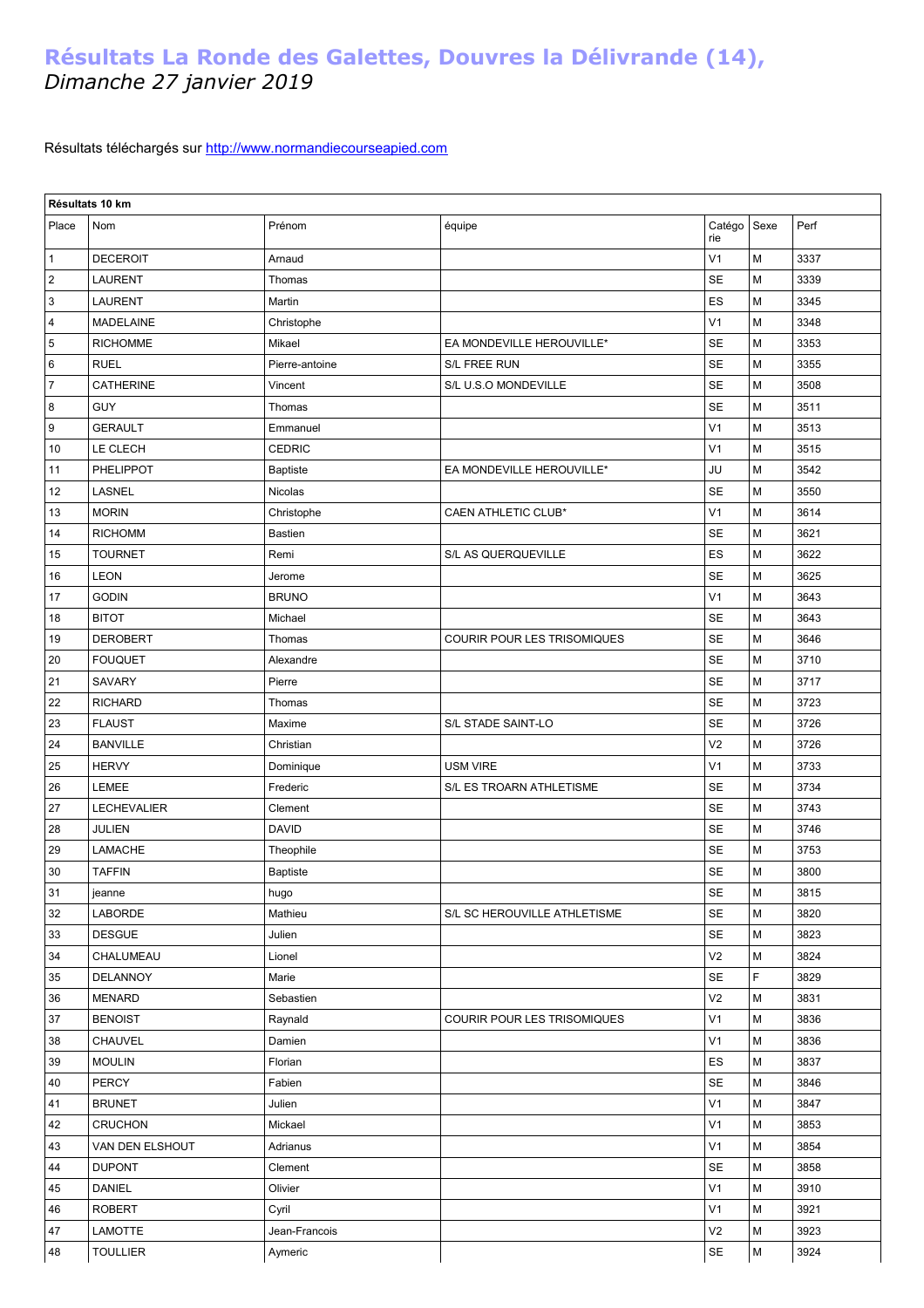# Résultats La Ronde des Galettes, Douvres la Délivrande (14),

*Dimanche 27 janvier 2019*

Résultats téléchargés sur http://www.normandiecourseapied.com

| Résultats 10 km | | | | | | |
|---|---|---|---|---|---|---|
| Place | Nom | Prénom | équipe | Catégo rie | Sexe | Perf |
| 1 | DECEROIT | Arnaud | | V1 | M | 3337 |
| 2 | LAURENT | Thomas | | SE | M | 3339 |
| 3 | LAURENT | Martin | | ES | M | 3345 |
| 4 | MADELAINE | Christophe | | V1 | M | 3348 |
| 5 | RICHOMME | Mikael | EA MONDEVILLE HEROUVILLE* | SE | M | 3353 |
| 6 | RUEL | Pierre-antoine | S/L FREE RUN | SE | M | 3355 |
| 7 | CATHERINE | Vincent | S/L U.S.O MONDEVILLE | SE | M | 3508 |
| 8 | GUY | Thomas | | SE | M | 3511 |
| 9 | GERAULT | Emmanuel | | V1 | M | 3513 |
| 10 | LE CLECH | CEDRIC | | V1 | M | 3515 |
| 11 | PHELIPPOT | Baptiste | EA MONDEVILLE HEROUVILLE* | JU | M | 3542 |
| 12 | LASNEL | Nicolas | | SE | M | 3550 |
| 13 | MORIN | Christophe | CAEN ATHLETIC CLUB* | V1 | M | 3614 |
| 14 | RICHOMM | Bastien | | SE | M | 3621 |
| 15 | TOURNET | Remi | S/L AS QUERQUEVILLE | ES | M | 3622 |
| 16 | LEON | Jerome | | SE | M | 3625 |
| 17 | GODIN | BRUNO | | V1 | M | 3643 |
| 18 | BITOT | Michael | | SE | M | 3643 |
| 19 | DEROBERT | Thomas | COURIR POUR LES TRISOMIQUES | SE | M | 3646 |
| 20 | FOUQUET | Alexandre | | SE | M | 3710 |
| 21 | SAVARY | Pierre | | SE | M | 3717 |
| 22 | RICHARD | Thomas | | SE | M | 3723 |
| 23 | FLAUST | Maxime | S/L STADE SAINT-LO | SE | M | 3726 |
| 24 | BANVILLE | Christian | | V2 | M | 3726 |
| 25 | HERVY | Dominique | USM VIRE | V1 | M | 3733 |
| 26 | LEMEE | Frederic | S/L ES TROARN ATHLETISME | SE | M | 3734 |
| 27 | LECHEVALIER | Clement | | SE | M | 3743 |
| 28 | JULIEN | DAVID | | SE | M | 3746 |
| 29 | LAMACHE | Theophile | | SE | M | 3753 |
| 30 | TAFFIN | Baptiste | | SE | M | 3800 |
| 31 | jeanne | hugo | | SE | M | 3815 |
| 32 | LABORDE | Mathieu | S/L SC HEROUVILLE ATHLETISME | SE | M | 3820 |
| 33 | DESGUE | Julien | | SE | M | 3823 |
| 34 | CHALUMEAU | Lionel | | V2 | M | 3824 |
| 35 | DELANNOY | Marie | | SE | F | 3829 |
| 36 | MENARD | Sebastien | | V2 | M | 3831 |
| 37 | BENOIST | Raynald | COURIR POUR LES TRISOMIQUES | V1 | M | 3836 |
| 38 | CHAUVEL | Damien | | V1 | M | 3836 |
| 39 | MOULIN | Florian | | ES | M | 3837 |
| 40 | PERCY | Fabien | | SE | M | 3846 |
| 41 | BRUNET | Julien | | V1 | M | 3847 |
| 42 | CRUCHON | Mickael | | V1 | M | 3853 |
| 43 | VAN DEN ELSHOUT | Adrianus | | V1 | M | 3854 |
| 44 | DUPONT | Clement | | SE | M | 3858 |
| 45 | DANIEL | Olivier | | V1 | M | 3910 |
| 46 | ROBERT | Cyril | | V1 | M | 3921 |
| 47 | LAMOTTE | Jean-Francois | | V2 | M | 3923 |
| 48 | TOULLIER | Aymeric | | SE | M | 3924 |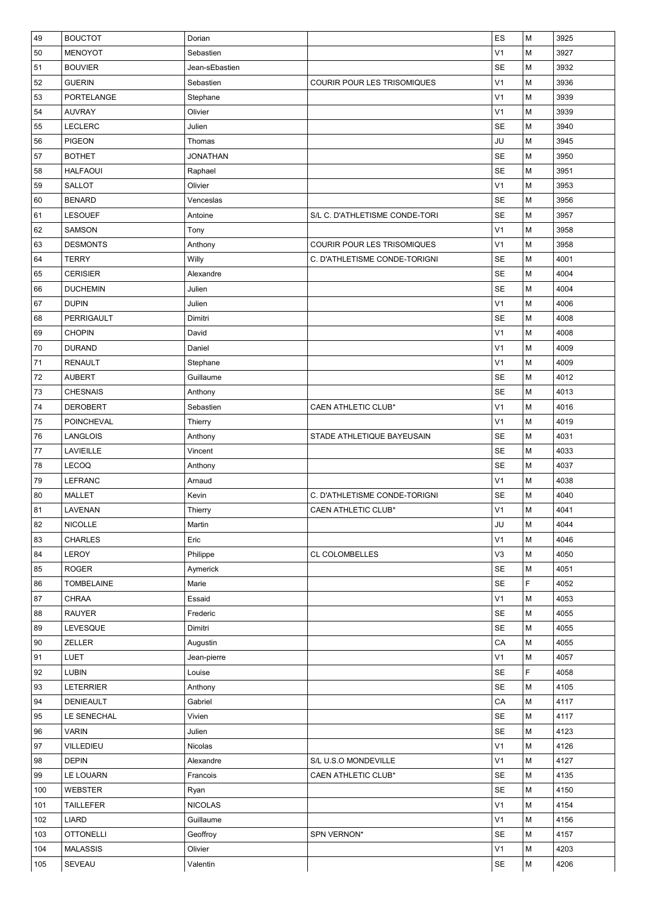| 49 | BOUCTOT | Dorian | | ES | M | 3925 |
|---|---|---|---|---|---|---|
| 50 | MENOYOT | Sebastien | | V1 | M | 3927 |
| 51 | BOUVIER | Jean-sEbastien | | SE | M | 3932 |
| 52 | GUERIN | Sebastien | COURIR POUR LES TRISOMIQUES | V1 | M | 3936 |
| 53 | PORTELANGE | Stephane | | V1 | M | 3939 |
| 54 | AUVRAY | Olivier | | V1 | M | 3939 |
| 55 | LECLERC | Julien | | SE | M | 3940 |
| 56 | PIGEON | Thomas | | JU | M | 3945 |
| 57 | BOTHET | JONATHAN | | SE | M | 3950 |
| 58 | HALFAOUI | Raphael | | SE | M | 3951 |
| 59 | SALLOT | Olivier | | V1 | M | 3953 |
| 60 | BENARD | Venceslas | | SE | M | 3956 |
| 61 | LESOUEF | Antoine | S/L C. D'ATHLETISME CONDE-TORI | SE | M | 3957 |
| 62 | SAMSON | Tony | | V1 | M | 3958 |
| 63 | DESMONTS | Anthony | COURIR POUR LES TRISOMIQUES | V1 | M | 3958 |
| 64 | TERRY | Willy | C. D'ATHLETISME CONDE-TORIGNI | SE | M | 4001 |
| 65 | CERISIER | Alexandre | | SE | M | 4004 |
| 66 | DUCHEMIN | Julien | | SE | M | 4004 |
| 67 | DUPIN | Julien | | V1 | M | 4006 |
| 68 | PERRIGAULT | Dimitri | | SE | M | 4008 |
| 69 | CHOPIN | David | | V1 | M | 4008 |
| 70 | DURAND | Daniel | | V1 | M | 4009 |
| 71 | RENAULT | Stephane | | V1 | M | 4009 |
| 72 | AUBERT | Guillaume | | SE | M | 4012 |
| 73 | CHESNAIS | Anthony | | SE | M | 4013 |
| 74 | DEROBERT | Sebastien | CAEN ATHLETIC CLUB* | V1 | M | 4016 |
| 75 | POINCHEVAL | Thierry | | V1 | M | 4019 |
| 76 | LANGLOIS | Anthony | STADE ATHLETIQUE BAYEUSAIN | SE | M | 4031 |
| 77 | LAVIEILLE | Vincent | | SE | M | 4033 |
| 78 | LECOQ | Anthony | | SE | M | 4037 |
| 79 | LEFRANC | Arnaud | | V1 | M | 4038 |
| 80 | MALLET | Kevin | C. D'ATHLETISME CONDE-TORIGNI | SE | M | 4040 |
| 81 | LAVENAN | Thierry | CAEN ATHLETIC CLUB* | V1 | M | 4041 |
| 82 | NICOLLE | Martin | | JU | M | 4044 |
| 83 | CHARLES | Eric | | V1 | M | 4046 |
| 84 | LEROY | Philippe | CL COLOMBELLES | V3 | M | 4050 |
| 85 | ROGER | Aymerick | | SE | M | 4051 |
| 86 | TOMBELAINE | Marie | | SE | F | 4052 |
| 87 | CHRAA | Essaid | | V1 | M | 4053 |
| 88 | RAUYER | Frederic | | SE | M | 4055 |
| 89 | LEVESQUE | Dimitri | | SE | M | 4055 |
| 90 | ZELLER | Augustin | | CA | M | 4055 |
| 91 | LUET | Jean-pierre | | V1 | M | 4057 |
| 92 | LUBIN | Louise | | SE | F | 4058 |
| 93 | LETERRIER | Anthony | | SE | M | 4105 |
| 94 | DENIEAULT | Gabriel | | CA | M | 4117 |
| 95 | LE SENECHAL | Vivien | | SE | M | 4117 |
| 96 | VARIN | Julien | | SE | M | 4123 |
| 97 | VILLEDIEU | Nicolas | | V1 | M | 4126 |
| 98 | DEPIN | Alexandre | S/L U.S.O MONDEVILLE | V1 | M | 4127 |
| 99 | LE LOUARN | Francois | CAEN ATHLETIC CLUB* | SE | M | 4135 |
| 100 | WEBSTER | Ryan | | SE | M | 4150 |
| 101 | TAILLEFER | NICOLAS | | V1 | M | 4154 |
| 102 | LIARD | Guillaume | | V1 | M | 4156 |
| 103 | OTTONELLI | Geoffroy | SPN VERNON* | SE | M | 4157 |
| 104 | MALASSIS | Olivier | | V1 | M | 4203 |
| 105 | SEVEAU | Valentin | | SE | M | 4206 |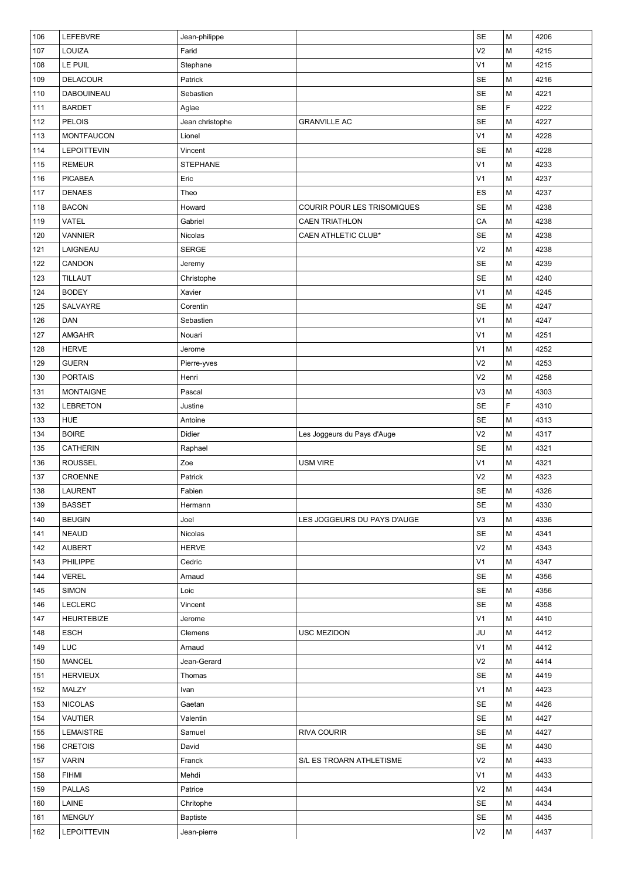| 106 | LEFEBVRE | Jean-philippe | | SE | M | 4206 |
|---|---|---|---|---|---|---|
| 107 | LOUIZA | Farid | | V2 | M | 4215 |
| 108 | LE PUIL | Stephane | | V1 | M | 4215 |
| 109 | DELACOUR | Patrick | | SE | M | 4216 |
| 110 | DABOUINEAU | Sebastien | | SE | M | 4221 |
| 111 | BARDET | Aglae | | SE | F | 4222 |
| 112 | PELOIS | Jean christophe | GRANVILLE AC | SE | M | 4227 |
| 113 | MONTFAUCON | Lionel | | V1 | M | 4228 |
| 114 | LEPOITTEVIN | Vincent | | SE | M | 4228 |
| 115 | REMEUR | STEPHANE | | V1 | M | 4233 |
| 116 | PICABEA | Eric | | V1 | M | 4237 |
| 117 | DENAES | Theo | | ES | M | 4237 |
| 118 | BACON | Howard | COURIR POUR LES TRISOMIQUES | SE | M | 4238 |
| 119 | VATEL | Gabriel | CAEN TRIATHLON | CA | M | 4238 |
| 120 | VANNIER | Nicolas | CAEN ATHLETIC CLUB* | SE | M | 4238 |
| 121 | LAIGNEAU | SERGE | | V2 | M | 4238 |
| 122 | CANDON | Jeremy | | SE | M | 4239 |
| 123 | TILLAUT | Christophe | | SE | M | 4240 |
| 124 | BODEY | Xavier | | V1 | M | 4245 |
| 125 | SALVAYRE | Corentin | | SE | M | 4247 |
| 126 | DAN | Sebastien | | V1 | M | 4247 |
| 127 | AMGAHR | Nouari | | V1 | M | 4251 |
| 128 | HERVE | Jerome | | V1 | M | 4252 |
| 129 | GUERN | Pierre-yves | | V2 | M | 4253 |
| 130 | PORTAIS | Henri | | V2 | M | 4258 |
| 131 | MONTAIGNE | Pascal | | V3 | M | 4303 |
| 132 | LEBRETON | Justine | | SE | F | 4310 |
| 133 | HUE | Antoine | | SE | M | 4313 |
| 134 | BOIRE | Didier | Les Joggeurs du Pays d'Auge | V2 | M | 4317 |
| 135 | CATHERIN | Raphael | | SE | M | 4321 |
| 136 | ROUSSEL | Zoe | USM VIRE | V1 | M | 4321 |
| 137 | CROENNE | Patrick | | V2 | M | 4323 |
| 138 | LAURENT | Fabien | | SE | M | 4326 |
| 139 | BASSET | Hermann | | SE | M | 4330 |
| 140 | BEUGIN | Joel | LES JOGGEURS DU PAYS D'AUGE | V3 | M | 4336 |
| 141 | NEAUD | Nicolas | | SE | M | 4341 |
| 142 | AUBERT | HERVE | | V2 | M | 4343 |
| 143 | PHILIPPE | Cedric | | V1 | M | 4347 |
| 144 | VEREL | Arnaud | | SE | M | 4356 |
| 145 | SIMON | Loic | | SE | M | 4356 |
| 146 | LECLERC | Vincent | | SE | M | 4358 |
| 147 | HEURTEBIZE | Jerome | | V1 | M | 4410 |
| 148 | ESCH | Clemens | USC MEZIDON | JU | M | 4412 |
| 149 | LUC | Arnaud | | V1 | M | 4412 |
| 150 | MANCEL | Jean-Gerard | | V2 | M | 4414 |
| 151 | HERVIEUX | Thomas | | SE | M | 4419 |
| 152 | MALZY | Ivan | | V1 | M | 4423 |
| 153 | NICOLAS | Gaetan | | SE | M | 4426 |
| 154 | VAUTIER | Valentin | | SE | M | 4427 |
| 155 | LEMAISTRE | Samuel | RIVA COURIR | SE | M | 4427 |
| 156 | CRETOIS | David | | SE | M | 4430 |
| 157 | VARIN | Franck | S/L ES TROARN ATHLETISME | V2 | M | 4433 |
| 158 | FIHMI | Mehdi | | V1 | M | 4433 |
| 159 | PALLAS | Patrice | | V2 | M | 4434 |
| 160 | LAINE | Chritophe | | SE | M | 4434 |
| 161 | MENGUY | Baptiste | | SE | M | 4435 |
| 162 | LEPOITTEVIN | Jean-pierre | | V2 | M | 4437 |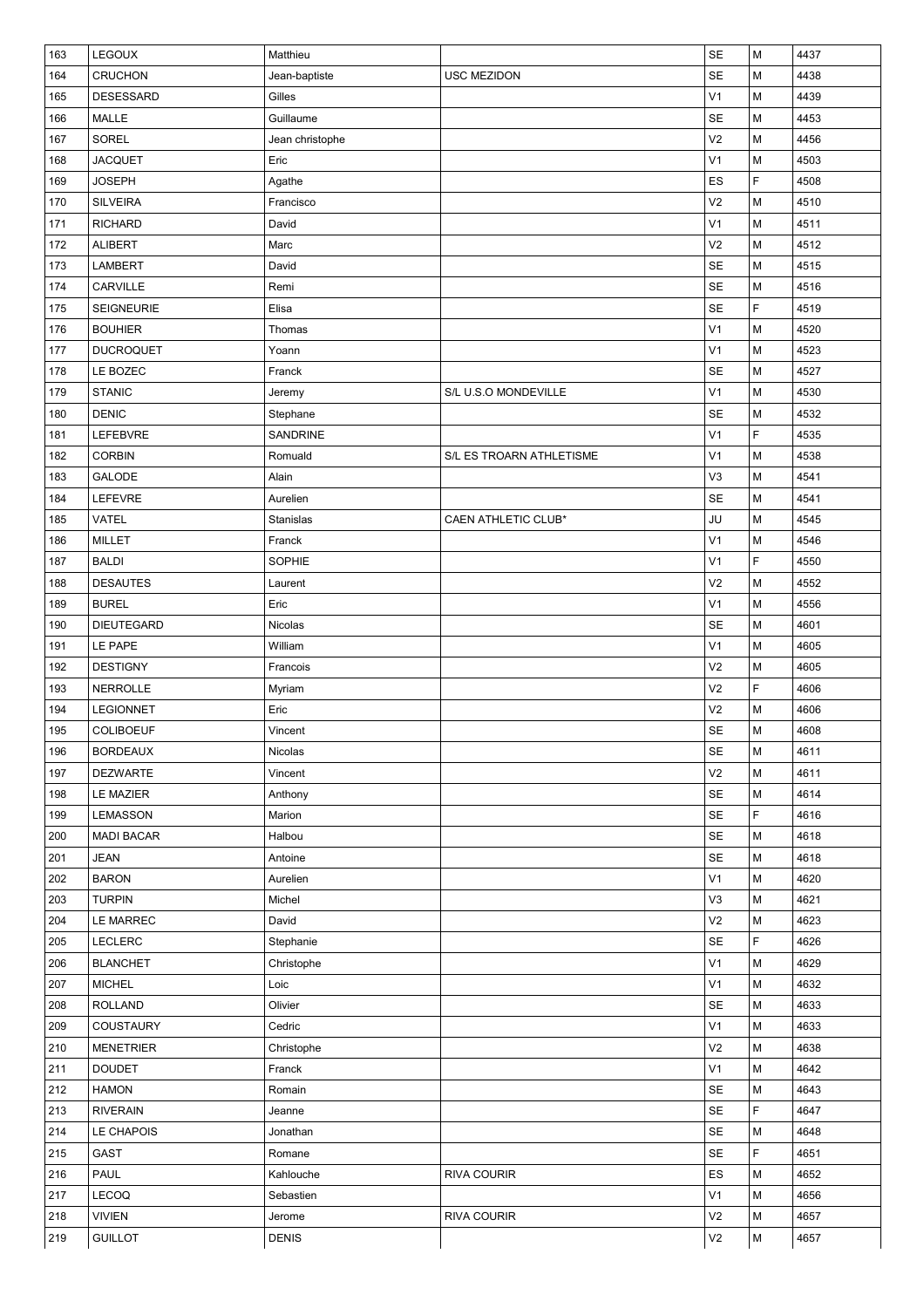| 163 | LEGOUX | Matthieu | | SE | M | 4437 |
|---|---|---|---|---|---|---|
| 164 | CRUCHON | Jean-baptiste | USC MEZIDON | SE | M | 4438 |
| 165 | DESESSARD | Gilles | | V1 | M | 4439 |
| 166 | MALLE | Guillaume | | SE | M | 4453 |
| 167 | SOREL | Jean christophe | | V2 | M | 4456 |
| 168 | JACQUET | Eric | | V1 | M | 4503 |
| 169 | JOSEPH | Agathe | | ES | F | 4508 |
| 170 | SILVEIRA | Francisco | | V2 | M | 4510 |
| 171 | RICHARD | David | | V1 | M | 4511 |
| 172 | ALIBERT | Marc | | V2 | M | 4512 |
| 173 | LAMBERT | David | | SE | M | 4515 |
| 174 | CARVILLE | Remi | | SE | M | 4516 |
| 175 | SEIGNEURIE | Elisa | | SE | F | 4519 |
| 176 | BOUHIER | Thomas | | V1 | M | 4520 |
| 177 | DUCROQUET | Yoann | | V1 | M | 4523 |
| 178 | LE BOZEC | Franck | | SE | M | 4527 |
| 179 | STANIC | Jeremy | S/L U.S.O MONDEVILLE | V1 | M | 4530 |
| 180 | DENIC | Stephane | | SE | M | 4532 |
| 181 | LEFEBVRE | SANDRINE | | V1 | F | 4535 |
| 182 | CORBIN | Romuald | S/L ES TROARN ATHLETISME | V1 | M | 4538 |
| 183 | GALODE | Alain | | V3 | M | 4541 |
| 184 | LEFEVRE | Aurelien | | SE | M | 4541 |
| 185 | VATEL | Stanislas | CAEN ATHLETIC CLUB* | JU | M | 4545 |
| 186 | MILLET | Franck | | V1 | M | 4546 |
| 187 | BALDI | SOPHIE | | V1 | F | 4550 |
| 188 | DESAUTES | Laurent | | V2 | M | 4552 |
| 189 | BUREL | Eric | | V1 | M | 4556 |
| 190 | DIEUTEGARD | Nicolas | | SE | M | 4601 |
| 191 | LE PAPE | William | | V1 | M | 4605 |
| 192 | DESTIGNY | Francois | | V2 | M | 4605 |
| 193 | NERROLLE | Myriam | | V2 | F | 4606 |
| 194 | LEGIONNET | Eric | | V2 | M | 4606 |
| 195 | COLIBOEUF | Vincent | | SE | M | 4608 |
| 196 | BORDEAUX | Nicolas | | SE | M | 4611 |
| 197 | DEZWARTE | Vincent | | V2 | M | 4611 |
| 198 | LE MAZIER | Anthony | | SE | M | 4614 |
| 199 | LEMASSON | Marion | | SE | F | 4616 |
| 200 | MADI BACAR | Halbou | | SE | M | 4618 |
| 201 | JEAN | Antoine | | SE | M | 4618 |
| 202 | BARON | Aurelien | | V1 | M | 4620 |
| 203 | TURPIN | Michel | | V3 | M | 4621 |
| 204 | LE MARREC | David | | V2 | M | 4623 |
| 205 | LECLERC | Stephanie | | SE | F | 4626 |
| 206 | BLANCHET | Christophe | | V1 | M | 4629 |
| 207 | MICHEL | Loic | | V1 | M | 4632 |
| 208 | ROLLAND | Olivier | | SE | M | 4633 |
| 209 | COUSTAURY | Cedric | | V1 | M | 4633 |
| 210 | MENETRIER | Christophe | | V2 | M | 4638 |
| 211 | DOUDET | Franck | | V1 | M | 4642 |
| 212 | HAMON | Romain | | SE | M | 4643 |
| 213 | RIVERAIN | Jeanne | | SE | F | 4647 |
| 214 | LE CHAPOIS | Jonathan | | SE | M | 4648 |
| 215 | GAST | Romane | | SE | F | 4651 |
| 216 | PAUL | Kahlouche | RIVA COURIR | ES | M | 4652 |
| 217 | LECOQ | Sebastien | | V1 | M | 4656 |
| 218 | VIVIEN | Jerome | RIVA COURIR | V2 | M | 4657 |
| 219 | GUILLOT | DENIS | | V2 | M | 4657 |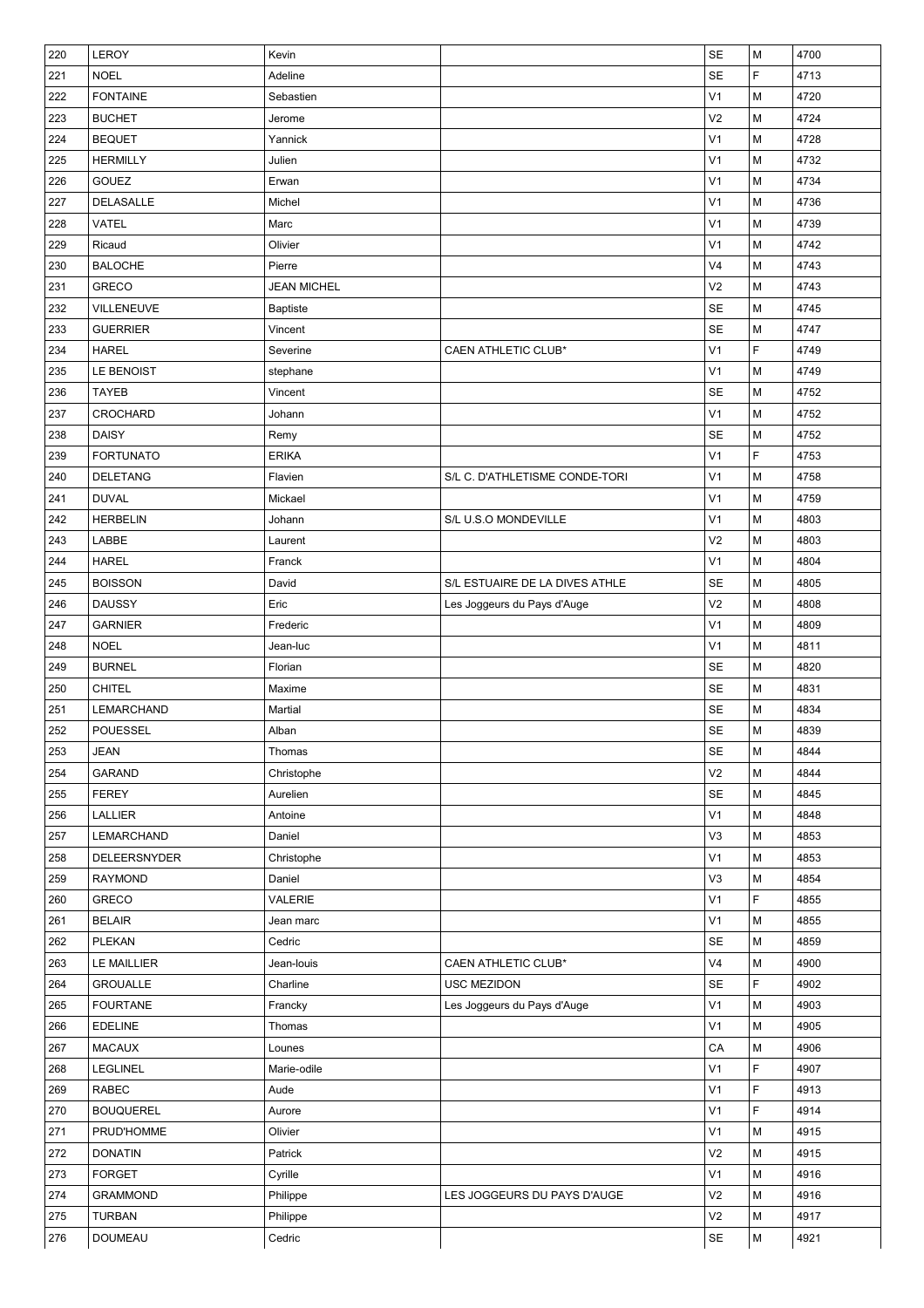| 220 | LEROY | Kevin | | SE | M | 4700 |
|---|---|---|---|---|---|---|
| 221 | NOEL | Adeline | | SE | F | 4713 |
| 222 | FONTAINE | Sebastien | | V1 | M | 4720 |
| 223 | BUCHET | Jerome | | V2 | M | 4724 |
| 224 | BEQUET | Yannick | | V1 | M | 4728 |
| 225 | HERMILLY | Julien | | V1 | M | 4732 |
| 226 | GOUEZ | Erwan | | V1 | M | 4734 |
| 227 | DELASALLE | Michel | | V1 | M | 4736 |
| 228 | VATEL | Marc | | V1 | M | 4739 |
| 229 | Ricaud | Olivier | | V1 | M | 4742 |
| 230 | BALOCHE | Pierre | | V4 | M | 4743 |
| 231 | GRECO | JEAN MICHEL | | V2 | M | 4743 |
| 232 | VILLENEUVE | Baptiste | | SE | M | 4745 |
| 233 | GUERRIER | Vincent | | SE | M | 4747 |
| 234 | HAREL | Severine | CAEN ATHLETIC CLUB* | V1 | F | 4749 |
| 235 | LE BENOIST | stephane | | V1 | M | 4749 |
| 236 | TAYEB | Vincent | | SE | M | 4752 |
| 237 | CROCHARD | Johann | | V1 | M | 4752 |
| 238 | DAISY | Remy | | SE | M | 4752 |
| 239 | FORTUNATO | ERIKA | | V1 | F | 4753 |
| 240 | DELETANG | Flavien | S/L C. D'ATHLETISME CONDE-TORI | V1 | M | 4758 |
| 241 | DUVAL | Mickael | | V1 | M | 4759 |
| 242 | HERBELIN | Johann | S/L U.S.O MONDEVILLE | V1 | M | 4803 |
| 243 | LABBE | Laurent | | V2 | M | 4803 |
| 244 | HAREL | Franck | | V1 | M | 4804 |
| 245 | BOISSON | David | S/L ESTUAIRE DE LA DIVES ATHLE | SE | M | 4805 |
| 246 | DAUSSY | Eric | Les Joggeurs du Pays d'Auge | V2 | M | 4808 |
| 247 | GARNIER | Frederic | | V1 | M | 4809 |
| 248 | NOEL | Jean-luc | | V1 | M | 4811 |
| 249 | BURNEL | Florian | | SE | M | 4820 |
| 250 | CHITEL | Maxime | | SE | M | 4831 |
| 251 | LEMARCHAND | Martial | | SE | M | 4834 |
| 252 | POUESSEL | Alban | | SE | M | 4839 |
| 253 | JEAN | Thomas | | SE | M | 4844 |
| 254 | GARAND | Christophe | | V2 | M | 4844 |
| 255 | FEREY | Aurelien | | SE | M | 4845 |
| 256 | LALLIER | Antoine | | V1 | M | 4848 |
| 257 | LEMARCHAND | Daniel | | V3 | M | 4853 |
| 258 | DELEERSNYDER | Christophe | | V1 | M | 4853 |
| 259 | RAYMOND | Daniel | | V3 | M | 4854 |
| 260 | GRECO | VALERIE | | V1 | F | 4855 |
| 261 | BELAIR | Jean marc | | V1 | M | 4855 |
| 262 | PLEKAN | Cedric | | SE | M | 4859 |
| 263 | LE MAILLIER | Jean-louis | CAEN ATHLETIC CLUB* | V4 | M | 4900 |
| 264 | GROUALLE | Charline | USC MEZIDON | SE | F | 4902 |
| 265 | FOURTANE | Francky | Les Joggeurs du Pays d'Auge | V1 | M | 4903 |
| 266 | EDELINE | Thomas | | V1 | M | 4905 |
| 267 | MACAUX | Lounes | | CA | M | 4906 |
| 268 | LEGLINEL | Marie-odile | | V1 | F | 4907 |
| 269 | RABEC | Aude | | V1 | F | 4913 |
| 270 | BOUQUEREL | Aurore | | V1 | F | 4914 |
| 271 | PRUD'HOMME | Olivier | | V1 | M | 4915 |
| 272 | DONATIN | Patrick | | V2 | M | 4915 |
| 273 | FORGET | Cyrille | | V1 | M | 4916 |
| 274 | GRAMMOND | Philippe | LES JOGGEURS DU PAYS D'AUGE | V2 | M | 4916 |
| 275 | TURBAN | Philippe | | V2 | M | 4917 |
| 276 | DOUMEAU | Cedric | | SE | M | 4921 |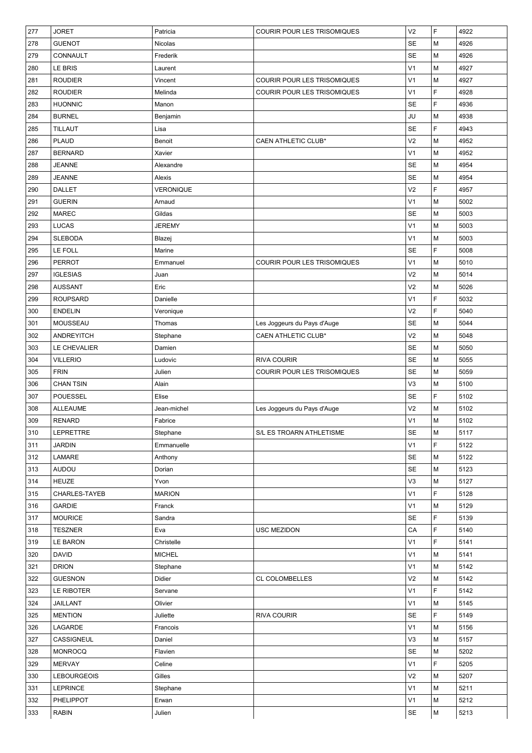| 277 | JORET | Patricia | COURIR POUR LES TRISOMIQUES | V2 | F | 4922 |
|---|---|---|---|---|---|---|
| 278 | GUENOT | Nicolas | | SE | M | 4926 |
| 279 | CONNAULT | Frederik | | SE | M | 4926 |
| 280 | LE BRIS | Laurent | | V1 | M | 4927 |
| 281 | ROUDIER | Vincent | COURIR POUR LES TRISOMIQUES | V1 | M | 4927 |
| 282 | ROUDIER | Melinda | COURIR POUR LES TRISOMIQUES | V1 | F | 4928 |
| 283 | HUONNIC | Manon | | SE | F | 4936 |
| 284 | BURNEL | Benjamin | | JU | M | 4938 |
| 285 | TILLAUT | Lisa | | SE | F | 4943 |
| 286 | PLAUD | Benoit | CAEN ATHLETIC CLUB* | V2 | M | 4952 |
| 287 | BERNARD | Xavier | | V1 | M | 4952 |
| 288 | JEANNE | Alexandre | | SE | M | 4954 |
| 289 | JEANNE | Alexis | | SE | M | 4954 |
| 290 | DALLET | VERONIQUE | | V2 | F | 4957 |
| 291 | GUERIN | Arnaud | | V1 | M | 5002 |
| 292 | MAREC | Gildas | | SE | M | 5003 |
| 293 | LUCAS | JEREMY | | V1 | M | 5003 |
| 294 | SLEBODA | Blazej | | V1 | M | 5003 |
| 295 | LE FOLL | Marine | | SE | F | 5008 |
| 296 | PERROT | Emmanuel | COURIR POUR LES TRISOMIQUES | V1 | M | 5010 |
| 297 | IGLESIAS | Juan | | V2 | M | 5014 |
| 298 | AUSSANT | Eric | | V2 | M | 5026 |
| 299 | ROUPSARD | Danielle | | V1 | F | 5032 |
| 300 | ENDELIN | Veronique | | V2 | F | 5040 |
| 301 | MOUSSEAU | Thomas | Les Joggeurs du Pays d'Auge | SE | M | 5044 |
| 302 | ANDREYITCH | Stephane | CAEN ATHLETIC CLUB* | V2 | M | 5048 |
| 303 | LE CHEVALIER | Damien | | SE | M | 5050 |
| 304 | VILLERIO | Ludovic | RIVA COURIR | SE | M | 5055 |
| 305 | FRIN | Julien | COURIR POUR LES TRISOMIQUES | SE | M | 5059 |
| 306 | CHAN TSIN | Alain | | V3 | M | 5100 |
| 307 | POUESSEL | Elise | | SE | F | 5102 |
| 308 | ALLEAUME | Jean-michel | Les Joggeurs du Pays d'Auge | V2 | M | 5102 |
| 309 | RENARD | Fabrice | | V1 | M | 5102 |
| 310 | LEPRETTRE | Stephane | S/L ES TROARN ATHLETISME | SE | M | 5117 |
| 311 | JARDIN | Emmanuelle | | V1 | F | 5122 |
| 312 | LAMARE | Anthony | | SE | M | 5122 |
| 313 | AUDOU | Dorian | | SE | M | 5123 |
| 314 | HEUZE | Yvon | | V3 | M | 5127 |
| 315 | CHARLES-TAYEB | MARION | | V1 | F | 5128 |
| 316 | GARDIE | Franck | | V1 | M | 5129 |
| 317 | MOURICE | Sandra | | SE | F | 5139 |
| 318 | TESZNER | Eva | USC MEZIDON | CA | F | 5140 |
| 319 | LE BARON | Christelle | | V1 | F | 5141 |
| 320 | DAVID | MICHEL | | V1 | M | 5141 |
| 321 | DRION | Stephane | | V1 | M | 5142 |
| 322 | GUESNON | Didier | CL COLOMBELLES | V2 | M | 5142 |
| 323 | LE RIBOTER | Servane | | V1 | F | 5142 |
| 324 | JAILLANT | Olivier | | V1 | M | 5145 |
| 325 | MENTION | Juliette | RIVA COURIR | SE | F | 5149 |
| 326 | LAGARDE | Francois | | V1 | M | 5156 |
| 327 | CASSIGNEUL | Daniel | | V3 | M | 5157 |
| 328 | MONROCQ | Flavien | | SE | M | 5202 |
| 329 | MERVAY | Celine | | V1 | F | 5205 |
| 330 | LEBOURGEOIS | Gilles | | V2 | M | 5207 |
| 331 | LEPRINCE | Stephane | | V1 | M | 5211 |
| 332 | PHELIPPOT | Erwan | | V1 | M | 5212 |
| 333 | RABIN | Julien | | SE | M | 5213 |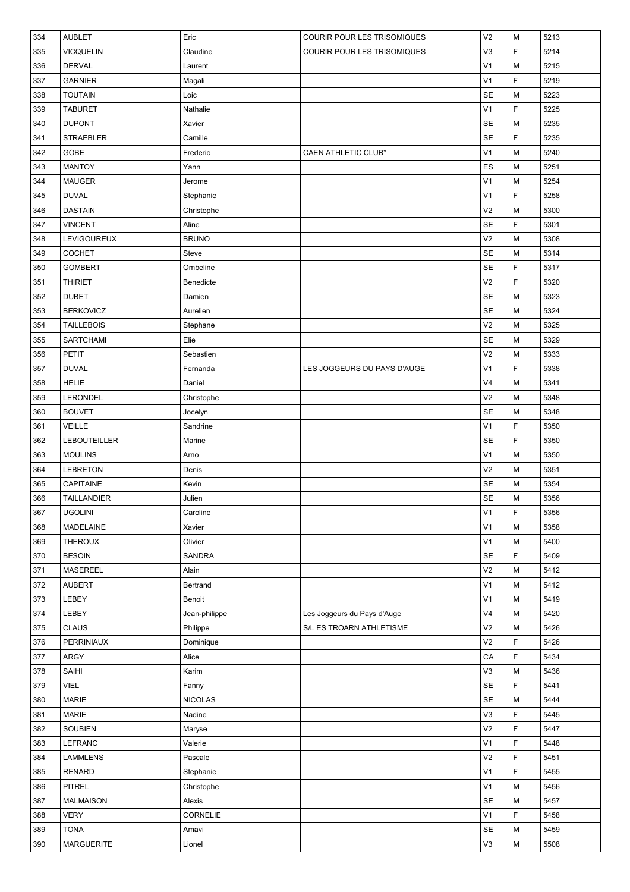| 334 | AUBLET | Eric | COURIR POUR LES TRISOMIQUES | V2 | M | 5213 |
|---|---|---|---|---|---|---|
| 335 | VICQUELIN | Claudine | COURIR POUR LES TRISOMIQUES | V3 | F | 5214 |
| 336 | DERVAL | Laurent | | V1 | M | 5215 |
| 337 | GARNIER | Magali | | V1 | F | 5219 |
| 338 | TOUTAIN | Loic | | SE | M | 5223 |
| 339 | TABURET | Nathalie | | V1 | F | 5225 |
| 340 | DUPONT | Xavier | | SE | M | 5235 |
| 341 | STRAEBLER | Camille | | SE | F | 5235 |
| 342 | GOBE | Frederic | CAEN ATHLETIC CLUB* | V1 | M | 5240 |
| 343 | MANTOY | Yann | | ES | M | 5251 |
| 344 | MAUGER | Jerome | | V1 | M | 5254 |
| 345 | DUVAL | Stephanie | | V1 | F | 5258 |
| 346 | DASTAIN | Christophe | | V2 | M | 5300 |
| 347 | VINCENT | Aline | | SE | F | 5301 |
| 348 | LEVIGOUREUX | BRUNO | | V2 | M | 5308 |
| 349 | COCHET | Steve | | SE | M | 5314 |
| 350 | GOMBERT | Ombeline | | SE | F | 5317 |
| 351 | THIRIET | Benedicte | | V2 | F | 5320 |
| 352 | DUBET | Damien | | SE | M | 5323 |
| 353 | BERKOVICZ | Aurelien | | SE | M | 5324 |
| 354 | TAILLEBOIS | Stephane | | V2 | M | 5325 |
| 355 | SARTCHAMI | Elie | | SE | M | 5329 |
| 356 | PETIT | Sebastien | | V2 | M | 5333 |
| 357 | DUVAL | Fernanda | LES JOGGEURS DU PAYS D'AUGE | V1 | F | 5338 |
| 358 | HELIE | Daniel | | V4 | M | 5341 |
| 359 | LERONDEL | Christophe | | V2 | M | 5348 |
| 360 | BOUVET | Jocelyn | | SE | M | 5348 |
| 361 | VEILLE | Sandrine | | V1 | F | 5350 |
| 362 | LEBOUTEILLER | Marine | | SE | F | 5350 |
| 363 | MOULINS | Arno | | V1 | M | 5350 |
| 364 | LEBRETON | Denis | | V2 | M | 5351 |
| 365 | CAPITAINE | Kevin | | SE | M | 5354 |
| 366 | TAILLANDIER | Julien | | SE | M | 5356 |
| 367 | UGOLINI | Caroline | | V1 | F | 5356 |
| 368 | MADELAINE | Xavier | | V1 | M | 5358 |
| 369 | THEROUX | Olivier | | V1 | M | 5400 |
| 370 | BESOIN | SANDRA | | SE | F | 5409 |
| 371 | MASEREEL | Alain | | V2 | M | 5412 |
| 372 | AUBERT | Bertrand | | V1 | M | 5412 |
| 373 | LEBEY | Benoit | | V1 | M | 5419 |
| 374 | LEBEY | Jean-philippe | Les Joggeurs du Pays d'Auge | V4 | M | 5420 |
| 375 | CLAUS | Philippe | S/L ES TROARN ATHLETISME | V2 | M | 5426 |
| 376 | PERRINIAUX | Dominique | | V2 | F | 5426 |
| 377 | ARGY | Alice | | CA | F | 5434 |
| 378 | SAIHI | Karim | | V3 | M | 5436 |
| 379 | VIEL | Fanny | | SE | F | 5441 |
| 380 | MARIE | NICOLAS | | SE | M | 5444 |
| 381 | MARIE | Nadine | | V3 | F | 5445 |
| 382 | SOUBIEN | Maryse | | V2 | F | 5447 |
| 383 | LEFRANC | Valerie | | V1 | F | 5448 |
| 384 | LAMMLENS | Pascale | | V2 | F | 5451 |
| 385 | RENARD | Stephanie | | V1 | F | 5455 |
| 386 | PITREL | Christophe | | V1 | M | 5456 |
| 387 | MALMAISON | Alexis | | SE | M | 5457 |
| 388 | VERY | CORNELIE | | V1 | F | 5458 |
| 389 | TONA | Amavi | | SE | M | 5459 |
| 390 | MARGUERITE | Lionel | | V3 | M | 5508 |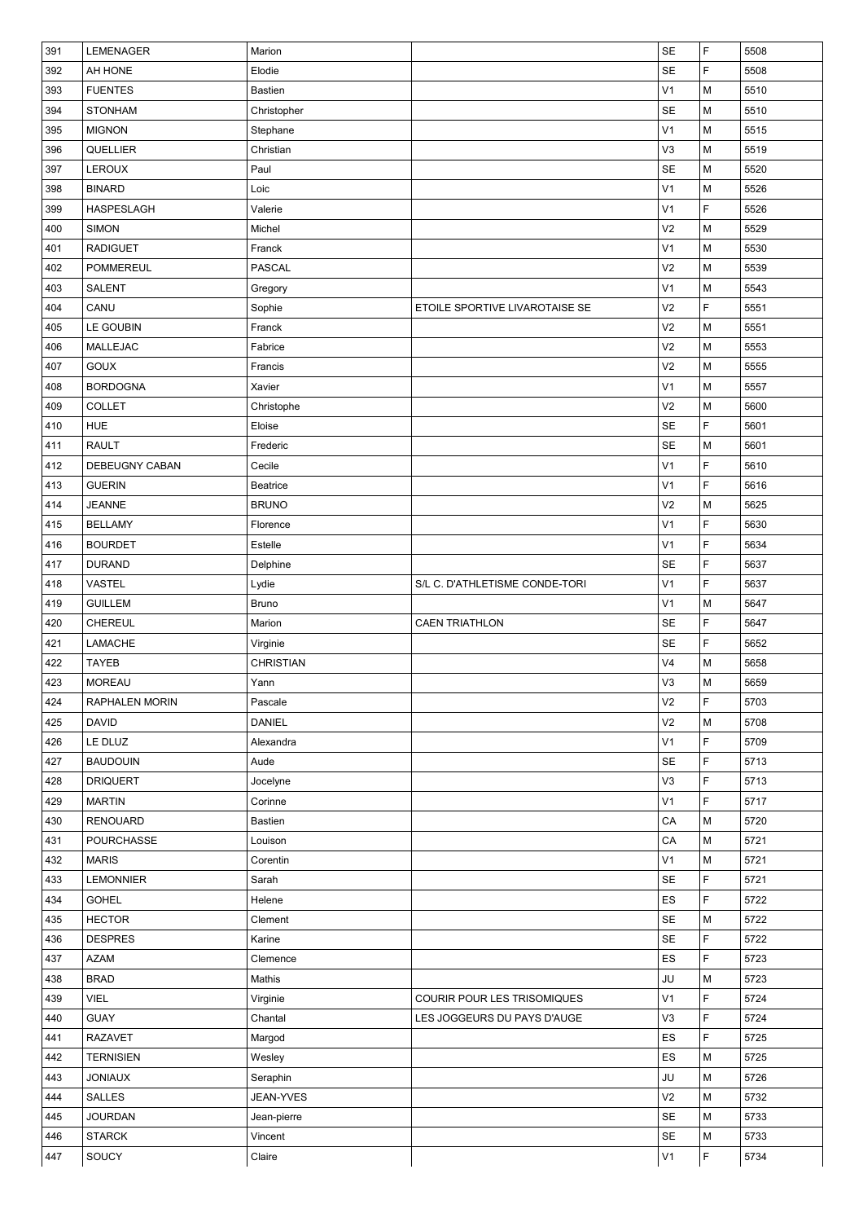| 391 | LEMENAGER | Marion | | SE | F | 5508 |
|---|---|---|---|---|---|---|
| 392 | AH HONE | Elodie | | SE | F | 5508 |
| 393 | FUENTES | Bastien | | V1 | M | 5510 |
| 394 | STONHAM | Christopher | | SE | M | 5510 |
| 395 | MIGNON | Stephane | | V1 | M | 5515 |
| 396 | QUELLIER | Christian | | V3 | M | 5519 |
| 397 | LEROUX | Paul | | SE | M | 5520 |
| 398 | BINARD | Loic | | V1 | M | 5526 |
| 399 | HASPESLAGH | Valerie | | V1 | F | 5526 |
| 400 | SIMON | Michel | | V2 | M | 5529 |
| 401 | RADIGUET | Franck | | V1 | M | 5530 |
| 402 | POMMEREUL | PASCAL | | V2 | M | 5539 |
| 403 | SALENT | Gregory | | V1 | M | 5543 |
| 404 | CANU | Sophie | ETOILE SPORTIVE LIVAROTAISE SE | V2 | F | 5551 |
| 405 | LE GOUBIN | Franck | | V2 | M | 5551 |
| 406 | MALLEJAC | Fabrice | | V2 | M | 5553 |
| 407 | GOUX | Francis | | V2 | M | 5555 |
| 408 | BORDOGNA | Xavier | | V1 | M | 5557 |
| 409 | COLLET | Christophe | | V2 | M | 5600 |
| 410 | HUE | Eloise | | SE | F | 5601 |
| 411 | RAULT | Frederic | | SE | M | 5601 |
| 412 | DEBEUGNY CABAN | Cecile | | V1 | F | 5610 |
| 413 | GUERIN | Beatrice | | V1 | F | 5616 |
| 414 | JEANNE | BRUNO | | V2 | M | 5625 |
| 415 | BELLAMY | Florence | | V1 | F | 5630 |
| 416 | BOURDET | Estelle | | V1 | F | 5634 |
| 417 | DURAND | Delphine | | SE | F | 5637 |
| 418 | VASTEL | Lydie | S/L C. D'ATHLETISME CONDE-TORI | V1 | F | 5637 |
| 419 | GUILLEM | Bruno | | V1 | M | 5647 |
| 420 | CHEREUL | Marion | CAEN TRIATHLON | SE | F | 5647 |
| 421 | LAMACHE | Virginie | | SE | F | 5652 |
| 422 | TAYEB | CHRISTIAN | | V4 | M | 5658 |
| 423 | MOREAU | Yann | | V3 | M | 5659 |
| 424 | RAPHALEN MORIN | Pascale | | V2 | F | 5703 |
| 425 | DAVID | DANIEL | | V2 | M | 5708 |
| 426 | LE DLUZ | Alexandra | | V1 | F | 5709 |
| 427 | BAUDOUIN | Aude | | SE | F | 5713 |
| 428 | DRIQUERT | Jocelyne | | V3 | F | 5713 |
| 429 | MARTIN | Corinne | | V1 | F | 5717 |
| 430 | RENOUARD | Bastien | | CA | M | 5720 |
| 431 | POURCHASSE | Louison | | CA | M | 5721 |
| 432 | MARIS | Corentin | | V1 | M | 5721 |
| 433 | LEMONNIER | Sarah | | SE | F | 5721 |
| 434 | GOHEL | Helene | | ES | F | 5722 |
| 435 | HECTOR | Clement | | SE | M | 5722 |
| 436 | DESPRES | Karine | | SE | F | 5722 |
| 437 | AZAM | Clemence | | ES | F | 5723 |
| 438 | BRAD | Mathis | | JU | M | 5723 |
| 439 | VIEL | Virginie | COURIR POUR LES TRISOMIQUES | V1 | F | 5724 |
| 440 | GUAY | Chantal | LES JOGGEURS DU PAYS D'AUGE | V3 | F | 5724 |
| 441 | RAZAVET | Margod | | ES | F | 5725 |
| 442 | TERNISIEN | Wesley | | ES | M | 5725 |
| 443 | JONIAUX | Seraphin | | JU | M | 5726 |
| 444 | SALLES | JEAN-YVES | | V2 | M | 5732 |
| 445 | JOURDAN | Jean-pierre | | SE | M | 5733 |
| 446 | STARCK | Vincent | | SE | M | 5733 |
| 447 | SOUCY | Claire | | V1 | F | 5734 |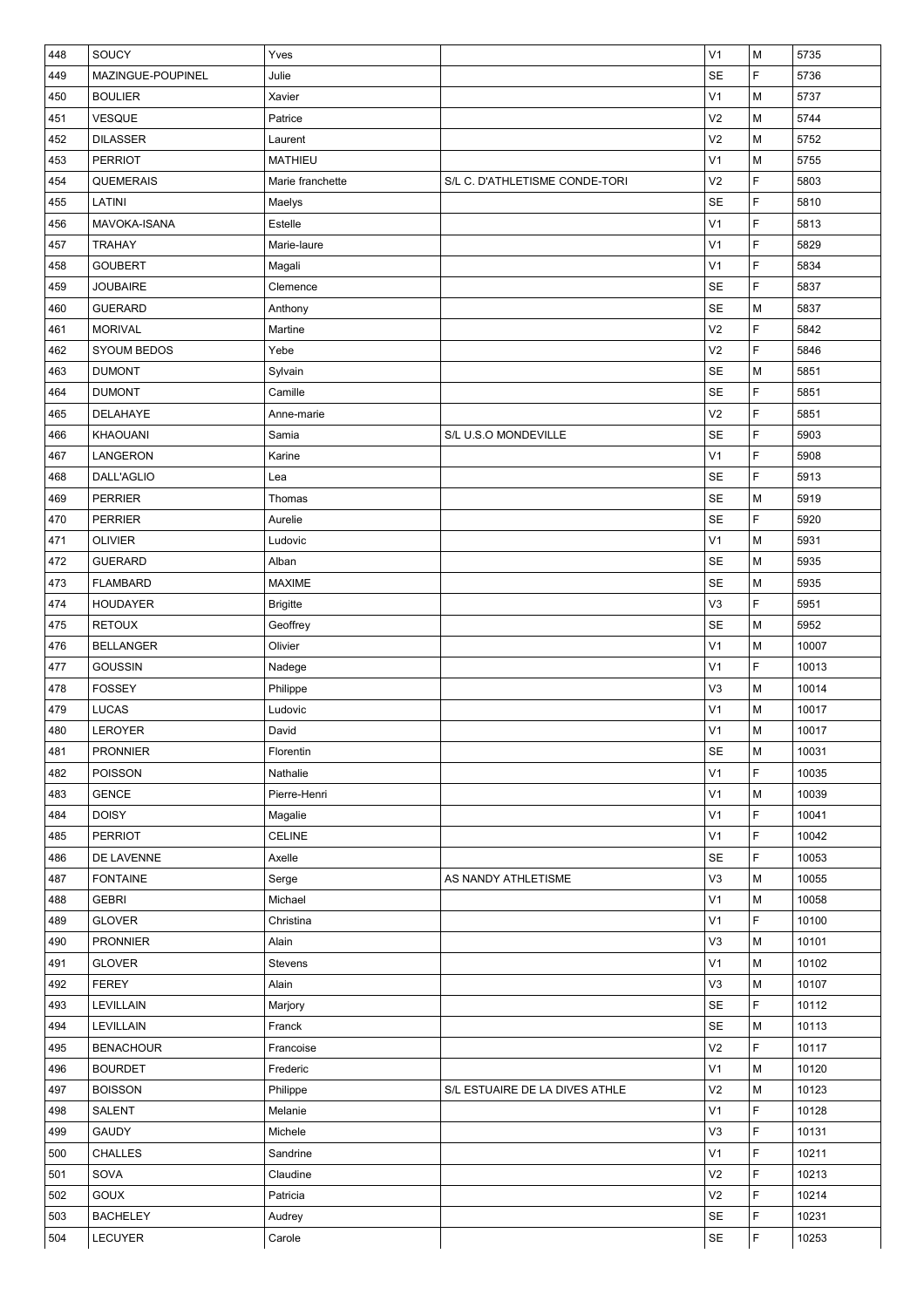| | | | | | | |
|---|---|---|---|---|---|---|
| 448 | SOUCY | Yves | | V1 | M | 5735 |
| 449 | MAZINGUE-POUPINEL | Julie | | SE | F | 5736 |
| 450 | BOULIER | Xavier | | V1 | M | 5737 |
| 451 | VESQUE | Patrice | | V2 | M | 5744 |
| 452 | DILASSER | Laurent | | V2 | M | 5752 |
| 453 | PERRIOT | MATHIEU | | V1 | M | 5755 |
| 454 | QUEMERAIS | Marie franchette | S/L C. D'ATHLETISME CONDE-TORI | V2 | F | 5803 |
| 455 | LATINI | Maelys | | SE | F | 5810 |
| 456 | MAVOKA-ISANA | Estelle | | V1 | F | 5813 |
| 457 | TRAHAY | Marie-laure | | V1 | F | 5829 |
| 458 | GOUBERT | Magali | | V1 | F | 5834 |
| 459 | JOUBAIRE | Clemence | | SE | F | 5837 |
| 460 | GUERARD | Anthony | | SE | M | 5837 |
| 461 | MORIVAL | Martine | | V2 | F | 5842 |
| 462 | SYOUM BEDOS | Yebe | | V2 | F | 5846 |
| 463 | DUMONT | Sylvain | | SE | M | 5851 |
| 464 | DUMONT | Camille | | SE | F | 5851 |
| 465 | DELAHAYE | Anne-marie | | V2 | F | 5851 |
| 466 | KHAOUANI | Samia | S/L U.S.O MONDEVILLE | SE | F | 5903 |
| 467 | LANGERON | Karine | | V1 | F | 5908 |
| 468 | DALL'AGLIO | Lea | | SE | F | 5913 |
| 469 | PERRIER | Thomas | | SE | M | 5919 |
| 470 | PERRIER | Aurelie | | SE | F | 5920 |
| 471 | OLIVIER | Ludovic | | V1 | M | 5931 |
| 472 | GUERARD | Alban | | SE | M | 5935 |
| 473 | FLAMBARD | MAXIME | | SE | M | 5935 |
| 474 | HOUDAYER | Brigitte | | V3 | F | 5951 |
| 475 | RETOUX | Geoffrey | | SE | M | 5952 |
| 476 | BELLANGER | Olivier | | V1 | M | 10007 |
| 477 | GOUSSIN | Nadege | | V1 | F | 10013 |
| 478 | FOSSEY | Philippe | | V3 | M | 10014 |
| 479 | LUCAS | Ludovic | | V1 | M | 10017 |
| 480 | LEROYER | David | | V1 | M | 10017 |
| 481 | PRONNIER | Florentin | | SE | M | 10031 |
| 482 | POISSON | Nathalie | | V1 | F | 10035 |
| 483 | GENCE | Pierre-Henri | | V1 | M | 10039 |
| 484 | DOISY | Magalie | | V1 | F | 10041 |
| 485 | PERRIOT | CELINE | | V1 | F | 10042 |
| 486 | DE LAVENNE | Axelle | | SE | F | 10053 |
| 487 | FONTAINE | Serge | AS NANDY ATHLETISME | V3 | M | 10055 |
| 488 | GEBRI | Michael | | V1 | M | 10058 |
| 489 | GLOVER | Christina | | V1 | F | 10100 |
| 490 | PRONNIER | Alain | | V3 | M | 10101 |
| 491 | GLOVER | Stevens | | V1 | M | 10102 |
| 492 | FEREY | Alain | | V3 | M | 10107 |
| 493 | LEVILLAIN | Marjory | | SE | F | 10112 |
| 494 | LEVILLAIN | Franck | | SE | M | 10113 |
| 495 | BENACHOUR | Francoise | | V2 | F | 10117 |
| 496 | BOURDET | Frederic | | V1 | M | 10120 |
| 497 | BOISSON | Philippe | S/L ESTUAIRE DE LA DIVES ATHLE | V2 | M | 10123 |
| 498 | SALENT | Melanie | | V1 | F | 10128 |
| 499 | GAUDY | Michele | | V3 | F | 10131 |
| 500 | CHALLES | Sandrine | | V1 | F | 10211 |
| 501 | SOVA | Claudine | | V2 | F | 10213 |
| 502 | GOUX | Patricia | | V2 | F | 10214 |
| 503 | BACHELEY | Audrey | | SE | F | 10231 |
| 504 | LECUYER | Carole | | SE | F | 10253 |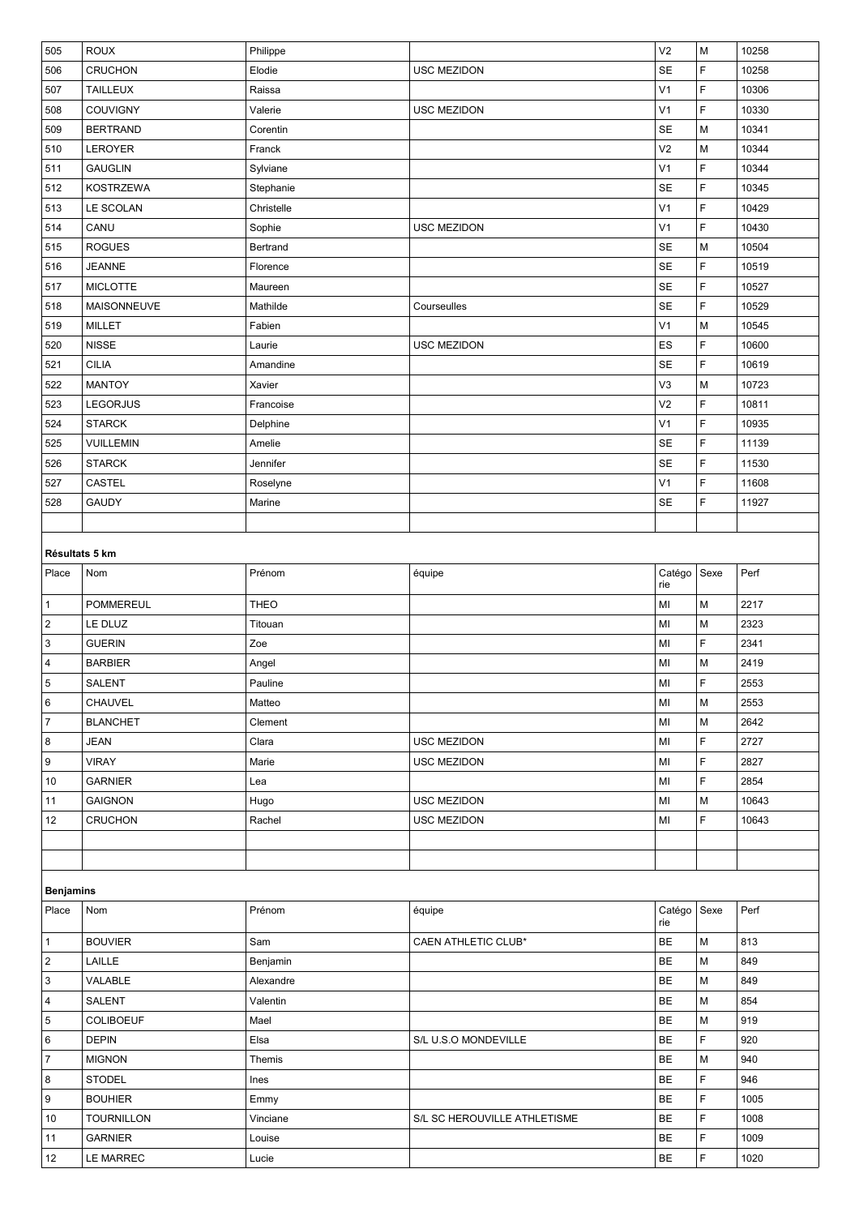| | | | | | | |
|---|---|---|---|---|---|---|
| 505 | ROUX | Philippe | | V2 | M | 10258 |
| 506 | CRUCHON | Elodie | USC MEZIDON | SE | F | 10258 |
| 507 | TAILLEUX | Raissa | | V1 | F | 10306 |
| 508 | COUVIGNY | Valerie | USC MEZIDON | V1 | F | 10330 |
| 509 | BERTRAND | Corentin | | SE | M | 10341 |
| 510 | LEROYER | Franck | | V2 | M | 10344 |
| 511 | GAUGLIN | Sylviane | | V1 | F | 10344 |
| 512 | KOSTRZEWA | Stephanie | | SE | F | 10345 |
| 513 | LE SCOLAN | Christelle | | V1 | F | 10429 |
| 514 | CANU | Sophie | USC MEZIDON | V1 | F | 10430 |
| 515 | ROGUES | Bertrand | | SE | M | 10504 |
| 516 | JEANNE | Florence | | SE | F | 10519 |
| 517 | MICLOTTE | Maureen | | SE | F | 10527 |
| 518 | MAISONNEUVE | Mathilde | Courseulles | SE | F | 10529 |
| 519 | MILLET | Fabien | | V1 | M | 10545 |
| 520 | NISSE | Laurie | USC MEZIDON | ES | F | 10600 |
| 521 | CILIA | Amandine | | SE | F | 10619 |
| 522 | MANTOY | Xavier | | V3 | M | 10723 |
| 523 | LEGORJUS | Francoise | | V2 | F | 10811 |
| 524 | STARCK | Delphine | | V1 | F | 10935 |
| 525 | VUILLEMIN | Amelie | | SE | F | 11139 |
| 526 | STARCK | Jennifer | | SE | F | 11530 |
| 527 | CASTEL | Roselyne | | V1 | F | 11608 |
| 528 | GAUDY | Marine | | SE | F | 11927 |

**Résultats 5 km**

| Place | Nom | Prénom | équipe | Catégorie | Sexe | Perf |
|---|---|---|---|---|---|---|
| 1 | POMMEREUL | THEO | | MI | M | 2217 |
| 2 | LE DLUZ | Titouan | | MI | M | 2323 |
| 3 | GUERIN | Zoe | | MI | F | 2341 |
| 4 | BARBIER | Angel | | MI | M | 2419 |
| 5 | SALENT | Pauline | | MI | F | 2553 |
| 6 | CHAUVEL | Matteo | | MI | M | 2553 |
| 7 | BLANCHET | Clement | | MI | M | 2642 |
| 8 | JEAN | Clara | USC MEZIDON | MI | F | 2727 |
| 9 | VIRAY | Marie | USC MEZIDON | MI | F | 2827 |
| 10 | GARNIER | Lea | | MI | F | 2854 |
| 11 | GAIGNON | Hugo | USC MEZIDON | MI | M | 10643 |
| 12 | CRUCHON | Rachel | USC MEZIDON | MI | F | 10643 |

**Benjamins**

| Place | Nom | Prénom | équipe | Catégorie | Sexe | Perf |
|---|---|---|---|---|---|---|
| 1 | BOUVIER | Sam | CAEN ATHLETIC CLUB* | BE | M | 813 |
| 2 | LAILLE | Benjamin | | BE | M | 849 |
| 3 | VALABLE | Alexandre | | BE | M | 849 |
| 4 | SALENT | Valentin | | BE | M | 854 |
| 5 | COLIBOEUF | Mael | | BE | M | 919 |
| 6 | DEPIN | Elsa | S/L U.S.O MONDEVILLE | BE | F | 920 |
| 7 | MIGNON | Themis | | BE | M | 940 |
| 8 | STODEL | Ines | | BE | F | 946 |
| 9 | BOUHIER | Emmy | | BE | F | 1005 |
| 10 | TOURNILLON | Vinciane | S/L SC HEROUVILLE ATHLETISME | BE | F | 1008 |
| 11 | GARNIER | Louise | | BE | F | 1009 |
| 12 | LE MARREC | Lucie | | BE | F | 1020 |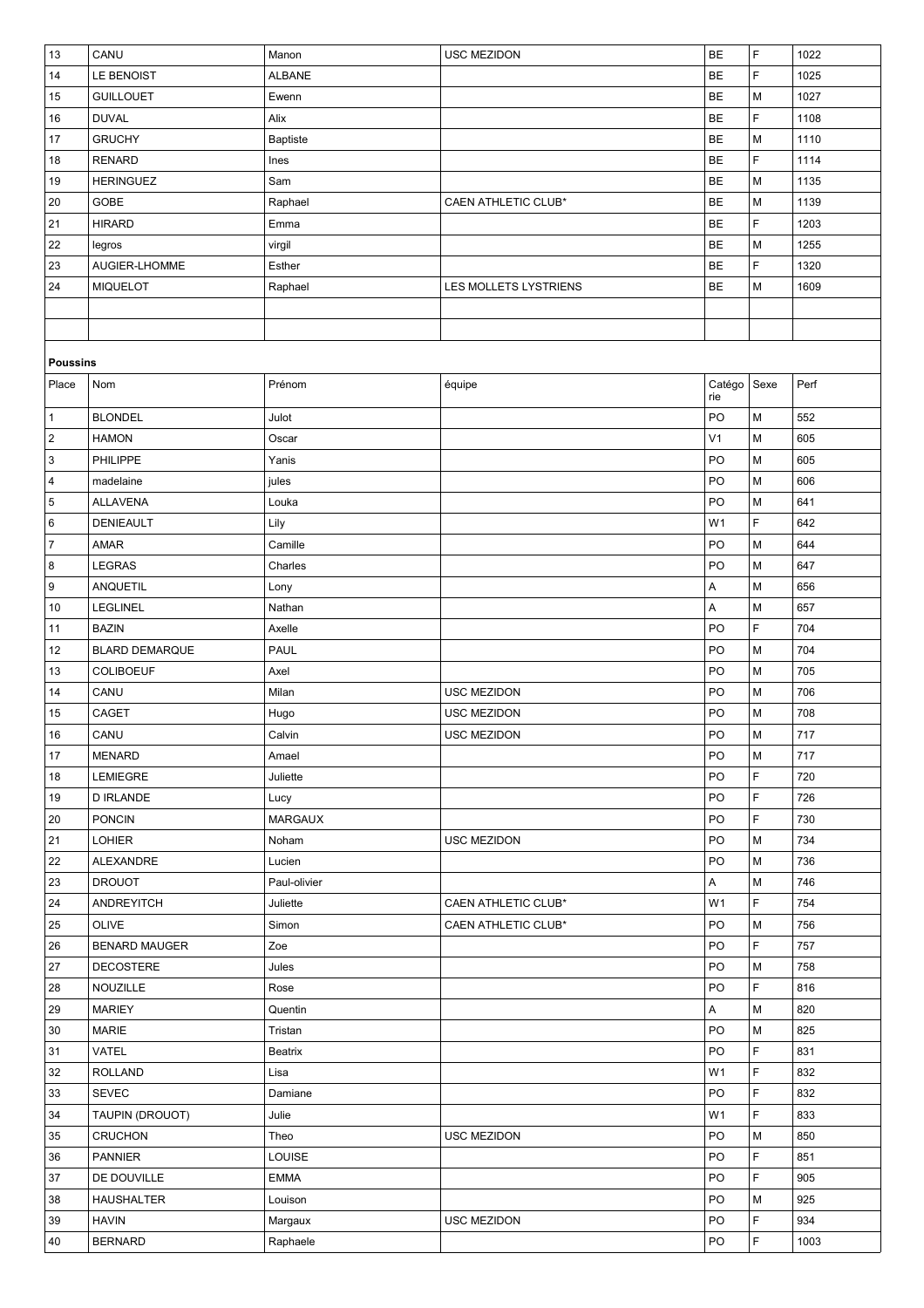| 13 | CANU | Manon | USC MEZIDON | BE | F | 1022 |
|---|---|---|---|---|---|---|
| 14 | LE BENOIST | ALBANE | | BE | F | 1025 |
| 15 | GUILLOUET | Ewenn | | BE | M | 1027 |
| 16 | DUVAL | Alix | | BE | F | 1108 |
| 17 | GRUCHY | Baptiste | | BE | M | 1110 |
| 18 | RENARD | Ines | | BE | F | 1114 |
| 19 | HERINGUEZ | Sam | | BE | M | 1135 |
| 20 | GOBE | Raphael | CAEN ATHLETIC CLUB* | BE | M | 1139 |
| 21 | HIRARD | Emma | | BE | F | 1203 |
| 22 | legros | virgil | | BE | M | 1255 |
| 23 | AUGIER-LHOMME | Esther | | BE | F | 1320 |
| 24 | MIQUELOT | Raphael | LES MOLLETS LYSTRIENS | BE | M | 1609 |
| | | | | | | |
| | | | | | | |

**Poussins**

| Place | Nom | Prénom | équipe | Catégorie | Sexe | Perf |
|---|---|---|---|---|---|---|
| 1 | BLONDEL | Julot | | PO | M | 552 |
| 2 | HAMON | Oscar | | V1 | M | 605 |
| 3 | PHILIPPE | Yanis | | PO | M | 605 |
| 4 | madelaine | jules | | PO | M | 606 |
| 5 | ALLAVENA | Louka | | PO | M | 641 |
| 6 | DENIEAULT | Lily | | W1 | F | 642 |
| 7 | AMAR | Camille | | PO | M | 644 |
| 8 | LEGRAS | Charles | | PO | M | 647 |
| 9 | ANQUETIL | Lony | | A | M | 656 |
| 10 | LEGLINEL | Nathan | | A | M | 657 |
| 11 | BAZIN | Axelle | | PO | F | 704 |
| 12 | BLARD DEMARQUE | PAUL | | PO | M | 704 |
| 13 | COLIBOEUF | Axel | | PO | M | 705 |
| 14 | CANU | Milan | USC MEZIDON | PO | M | 706 |
| 15 | CAGET | Hugo | USC MEZIDON | PO | M | 708 |
| 16 | CANU | Calvin | USC MEZIDON | PO | M | 717 |
| 17 | MENARD | Amael | | PO | M | 717 |
| 18 | LEMIEGRE | Juliette | | PO | F | 720 |
| 19 | D IRLANDE | Lucy | | PO | F | 726 |
| 20 | PONCIN | MARGAUX | | PO | F | 730 |
| 21 | LOHIER | Noham | USC MEZIDON | PO | M | 734 |
| 22 | ALEXANDRE | Lucien | | PO | M | 736 |
| 23 | DROUOT | Paul-olivier | | A | M | 746 |
| 24 | ANDREYITCH | Juliette | CAEN ATHLETIC CLUB* | W1 | F | 754 |
| 25 | OLIVE | Simon | CAEN ATHLETIC CLUB* | PO | M | 756 |
| 26 | BENARD MAUGER | Zoe | | PO | F | 757 |
| 27 | DECOSTERE | Jules | | PO | M | 758 |
| 28 | NOUZILLE | Rose | | PO | F | 816 |
| 29 | MARIEY | Quentin | | A | M | 820 |
| 30 | MARIE | Tristan | | PO | M | 825 |
| 31 | VATEL | Beatrix | | PO | F | 831 |
| 32 | ROLLAND | Lisa | | W1 | F | 832 |
| 33 | SEVEC | Damiane | | PO | F | 832 |
| 34 | TAUPIN (DROUOT) | Julie | | W1 | F | 833 |
| 35 | CRUCHON | Theo | USC MEZIDON | PO | M | 850 |
| 36 | PANNIER | LOUISE | | PO | F | 851 |
| 37 | DE DOUVILLE | EMMA | | PO | F | 905 |
| 38 | HAUSHALTER | Louison | | PO | M | 925 |
| 39 | HAVIN | Margaux | USC MEZIDON | PO | F | 934 |
| 40 | BERNARD | Raphaele | | PO | F | 1003 |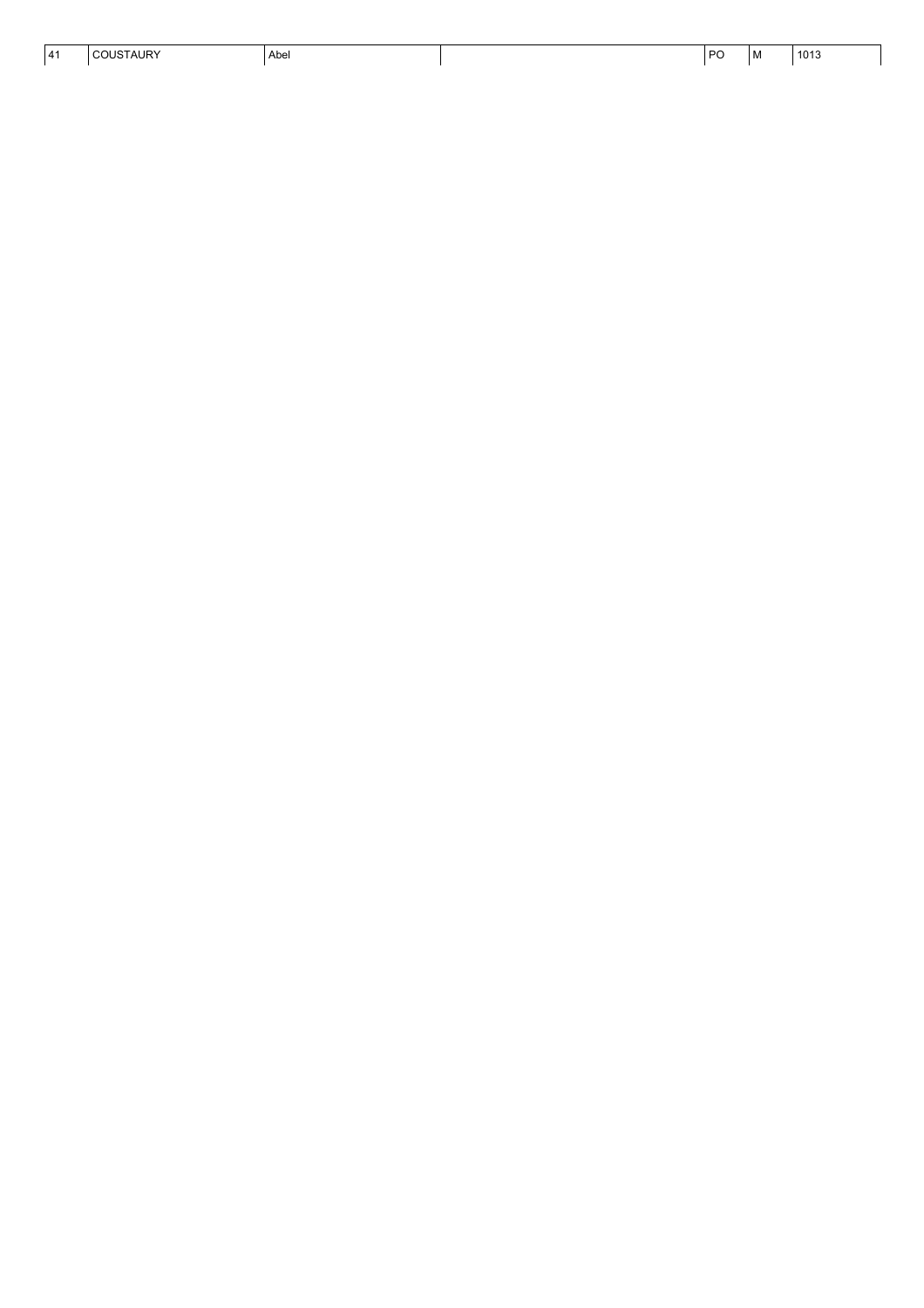| | | | | | | |
|---|---|---|---|---|---|---|
| 41 | COUSTAURY | Abel | | PO | M | 1013 |